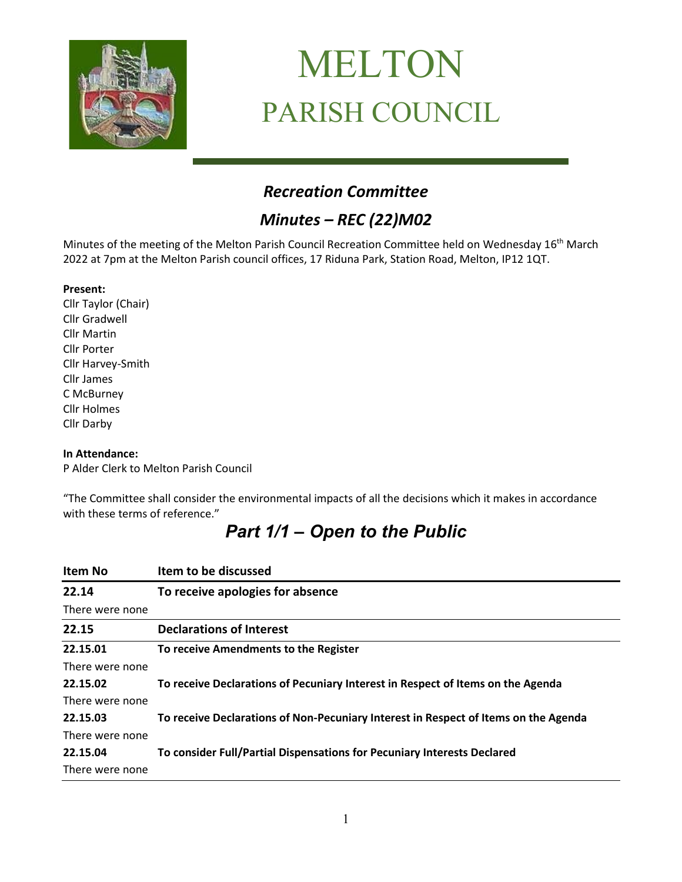# MELTON
# PARISH COUNCIL

## *Recreation Committee*

## *Minutes – REC (22)M02*

Minutes of the meeting of the Melton Parish Council Recreation Committee held on Wednesday 16th March 2022 at 7pm at the Melton Parish council offices, 17 Riduna Park, Station Road, Melton, IP12 1QT.

**Present:**
Cllr Taylor (Chair)
Cllr Gradwell
Cllr Martin
Cllr Porter
Cllr Harvey-Smith
Cllr James
C McBurney
Cllr Holmes
Cllr Darby

**In Attendance:**
P Alder Clerk to Melton Parish Council

"The Committee shall consider the environmental impacts of all the decisions which it makes in accordance with these terms of reference."

## *Part 1/1 – Open to the Public*

| Item No | Item to be discussed |
|---|---|
| **22.14** | **To receive apologies for absence** |
| There were none | |
| **22.15** | **Declarations of Interest** |
| **22.15.01** | **To receive Amendments to the Register** |
| There were none | |
| **22.15.02** | **To receive Declarations of Pecuniary Interest in Respect of Items on the Agenda** |
| There were none | |
| **22.15.03** | **To receive Declarations of Non-Pecuniary Interest in Respect of Items on the Agenda** |
| There were none | |
| **22.15.04** | **To consider Full/Partial Dispensations for Pecuniary Interests Declared** |
| There were none | |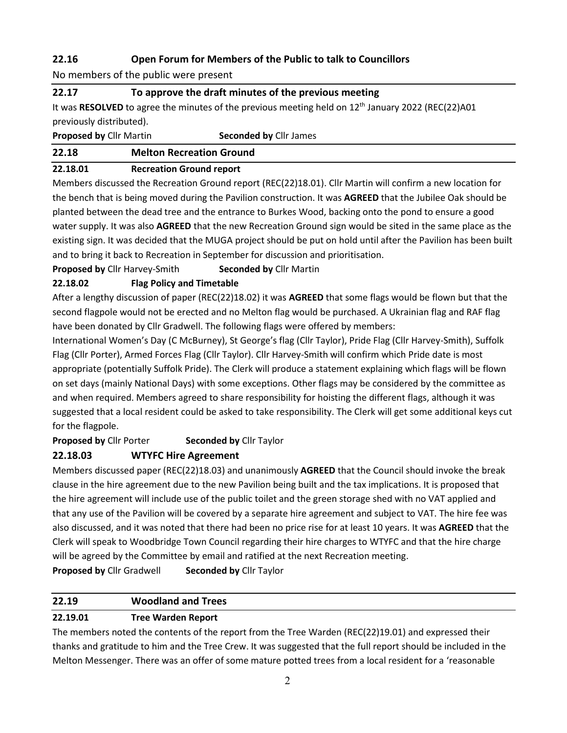## 22.16 Open Forum for Members of the Public to talk to Councillors

No members of the public were present

## 22.17 To approve the draft minutes of the previous meeting

It was **RESOLVED** to agree the minutes of the previous meeting held on 12th January 2022 (REC(22)A01 previously distributed).

**Proposed by** Cllr Martin **Seconded by** Cllr James

## 22.18 Melton Recreation Ground

### 22.18.01 Recreation Ground report

Members discussed the Recreation Ground report (REC(22)18.01). Cllr Martin will confirm a new location for the bench that is being moved during the Pavilion construction. It was **AGREED** that the Jubilee Oak should be planted between the dead tree and the entrance to Burkes Wood, backing onto the pond to ensure a good water supply. It was also **AGREED** that the new Recreation Ground sign would be sited in the same place as the existing sign. It was decided that the MUGA project should be put on hold until after the Pavilion has been built and to bring it back to Recreation in September for discussion and prioritisation.

**Proposed by** Cllr Harvey-Smith **Seconded by** Cllr Martin

### 22.18.02 Flag Policy and Timetable

After a lengthy discussion of paper (REC(22)18.02) it was **AGREED** that some flags would be flown but that the second flagpole would not be erected and no Melton flag would be purchased. A Ukrainian flag and RAF flag have been donated by Cllr Gradwell. The following flags were offered by members:

International Women's Day (C McBurney), St George's flag (Cllr Taylor), Pride Flag (Cllr Harvey-Smith), Suffolk Flag (Cllr Porter), Armed Forces Flag (Cllr Taylor). Cllr Harvey-Smith will confirm which Pride date is most appropriate (potentially Suffolk Pride). The Clerk will produce a statement explaining which flags will be flown on set days (mainly National Days) with some exceptions. Other flags may be considered by the committee as and when required. Members agreed to share responsibility for hoisting the different flags, although it was suggested that a local resident could be asked to take responsibility. The Clerk will get some additional keys cut for the flagpole.

**Proposed by** Cllr Porter **Seconded by** Cllr Taylor

### 22.18.03 WTYFC Hire Agreement

Members discussed paper (REC(22)18.03) and unanimously **AGREED** that the Council should invoke the break clause in the hire agreement due to the new Pavilion being built and the tax implications. It is proposed that the hire agreement will include use of the public toilet and the green storage shed with no VAT applied and that any use of the Pavilion will be covered by a separate hire agreement and subject to VAT. The hire fee was also discussed, and it was noted that there had been no price rise for at least 10 years. It was **AGREED** that the Clerk will speak to Woodbridge Town Council regarding their hire charges to WTYFC and that the hire charge will be agreed by the Committee by email and ratified at the next Recreation meeting.

**Proposed by** Cllr Gradwell **Seconded by** Cllr Taylor

## 22.19 Woodland and Trees

### 22.19.01 Tree Warden Report

The members noted the contents of the report from the Tree Warden (REC(22)19.01) and expressed their thanks and gratitude to him and the Tree Crew. It was suggested that the full report should be included in the Melton Messenger. There was an offer of some mature potted trees from a local resident for a 'reasonable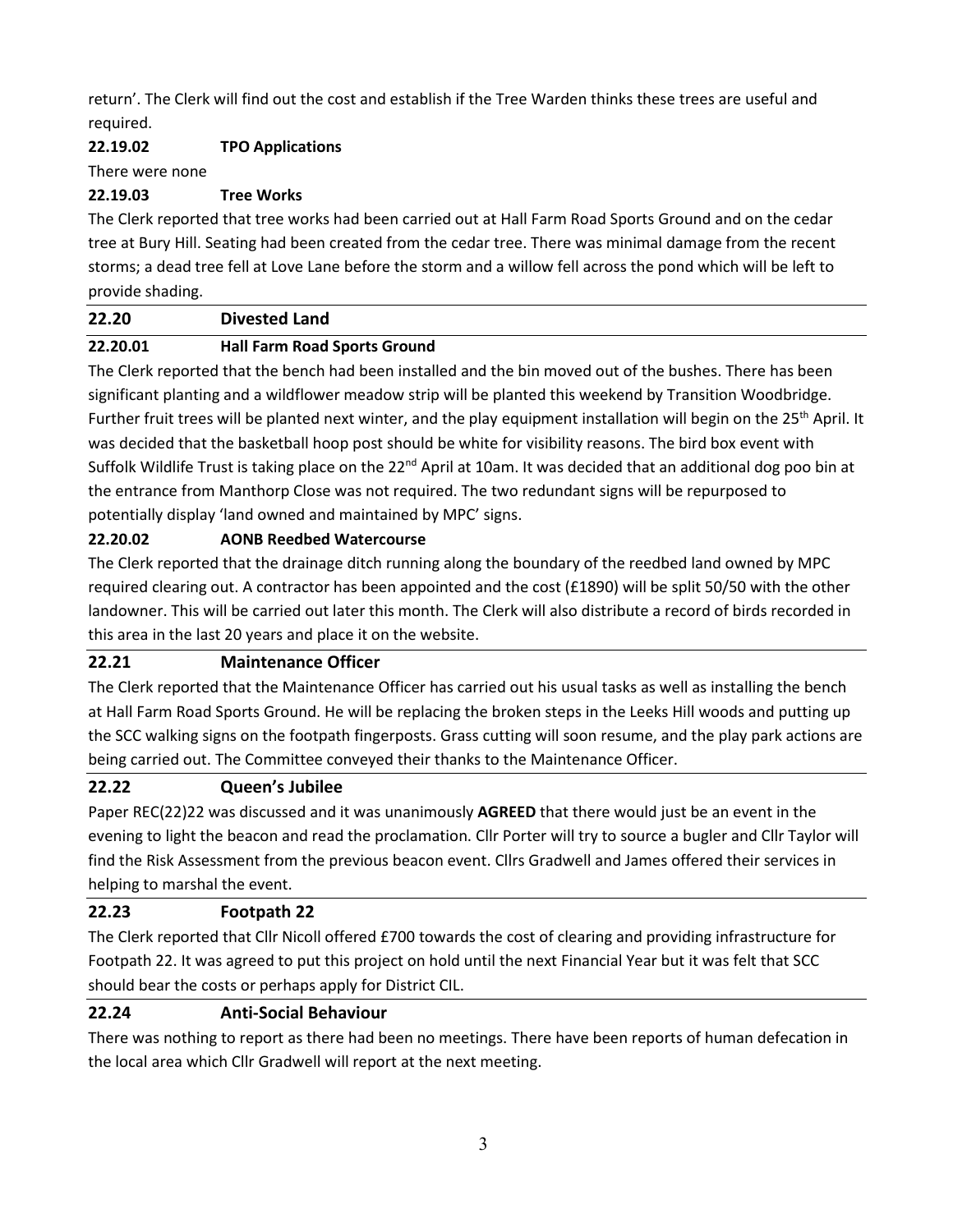return'. The Clerk will find out the cost and establish if the Tree Warden thinks these trees are useful and required.

**22.19.02 TPO Applications**

There were none

**22.19.03 Tree Works**

The Clerk reported that tree works had been carried out at Hall Farm Road Sports Ground and on the cedar tree at Bury Hill. Seating had been created from the cedar tree. There was minimal damage from the recent storms; a dead tree fell at Love Lane before the storm and a willow fell across the pond which will be left to provide shading.

## 22.20 Divested Land

**22.20.01 Hall Farm Road Sports Ground**

The Clerk reported that the bench had been installed and the bin moved out of the bushes. There has been significant planting and a wildflower meadow strip will be planted this weekend by Transition Woodbridge. Further fruit trees will be planted next winter, and the play equipment installation will begin on the 25th April. It was decided that the basketball hoop post should be white for visibility reasons. The bird box event with Suffolk Wildlife Trust is taking place on the 22nd April at 10am. It was decided that an additional dog poo bin at the entrance from Manthorp Close was not required. The two redundant signs will be repurposed to potentially display 'land owned and maintained by MPC' signs.

**22.20.02 AONB Reedbed Watercourse**

The Clerk reported that the drainage ditch running along the boundary of the reedbed land owned by MPC required clearing out. A contractor has been appointed and the cost (£1890) will be split 50/50 with the other landowner. This will be carried out later this month. The Clerk will also distribute a record of birds recorded in this area in the last 20 years and place it on the website.

## 22.21 Maintenance Officer

The Clerk reported that the Maintenance Officer has carried out his usual tasks as well as installing the bench at Hall Farm Road Sports Ground. He will be replacing the broken steps in the Leeks Hill woods and putting up the SCC walking signs on the footpath fingerposts. Grass cutting will soon resume, and the play park actions are being carried out. The Committee conveyed their thanks to the Maintenance Officer.

## 22.22 Queen's Jubilee

Paper REC(22)22 was discussed and it was unanimously **AGREED** that there would just be an event in the evening to light the beacon and read the proclamation. Cllr Porter will try to source a bugler and Cllr Taylor will find the Risk Assessment from the previous beacon event. Cllrs Gradwell and James offered their services in helping to marshal the event.

## 22.23 Footpath 22

The Clerk reported that Cllr Nicoll offered £700 towards the cost of clearing and providing infrastructure for Footpath 22. It was agreed to put this project on hold until the next Financial Year but it was felt that SCC should bear the costs or perhaps apply for District CIL.

## 22.24 Anti-Social Behaviour

There was nothing to report as there had been no meetings. There have been reports of human defecation in the local area which Cllr Gradwell will report at the next meeting.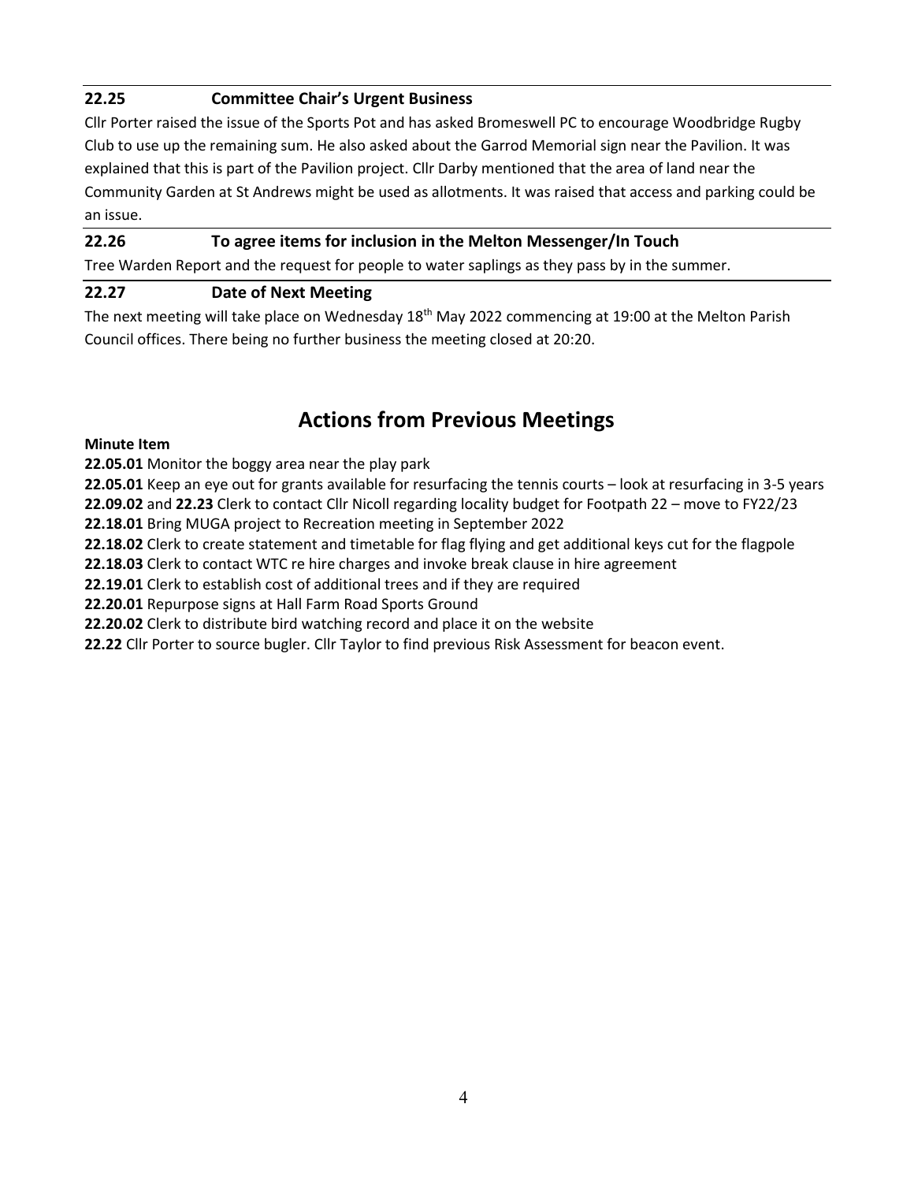## 22.25 Committee Chair's Urgent Business

Cllr Porter raised the issue of the Sports Pot and has asked Bromeswell PC to encourage Woodbridge Rugby Club to use up the remaining sum. He also asked about the Garrod Memorial sign near the Pavilion. It was explained that this is part of the Pavilion project. Cllr Darby mentioned that the area of land near the Community Garden at St Andrews might be used as allotments. It was raised that access and parking could be an issue.

## 22.26 To agree items for inclusion in the Melton Messenger/In Touch

Tree Warden Report and the request for people to water saplings as they pass by in the summer.

## 22.27 Date of Next Meeting

The next meeting will take place on Wednesday 18th May 2022 commencing at 19:00 at the Melton Parish Council offices. There being no further business the meeting closed at 20:20.

# Actions from Previous Meetings

**Minute Item**

**22.05.01** Monitor the boggy area near the play park

**22.05.01** Keep an eye out for grants available for resurfacing the tennis courts – look at resurfacing in 3-5 years

**22.09.02** and **22.23** Clerk to contact Cllr Nicoll regarding locality budget for Footpath 22 – move to FY22/23

**22.18.01** Bring MUGA project to Recreation meeting in September 2022

**22.18.02** Clerk to create statement and timetable for flag flying and get additional keys cut for the flagpole

**22.18.03** Clerk to contact WTC re hire charges and invoke break clause in hire agreement

**22.19.01** Clerk to establish cost of additional trees and if they are required

**22.20.01** Repurpose signs at Hall Farm Road Sports Ground

**22.20.02** Clerk to distribute bird watching record and place it on the website

**22.22** Cllr Porter to source bugler. Cllr Taylor to find previous Risk Assessment for beacon event.